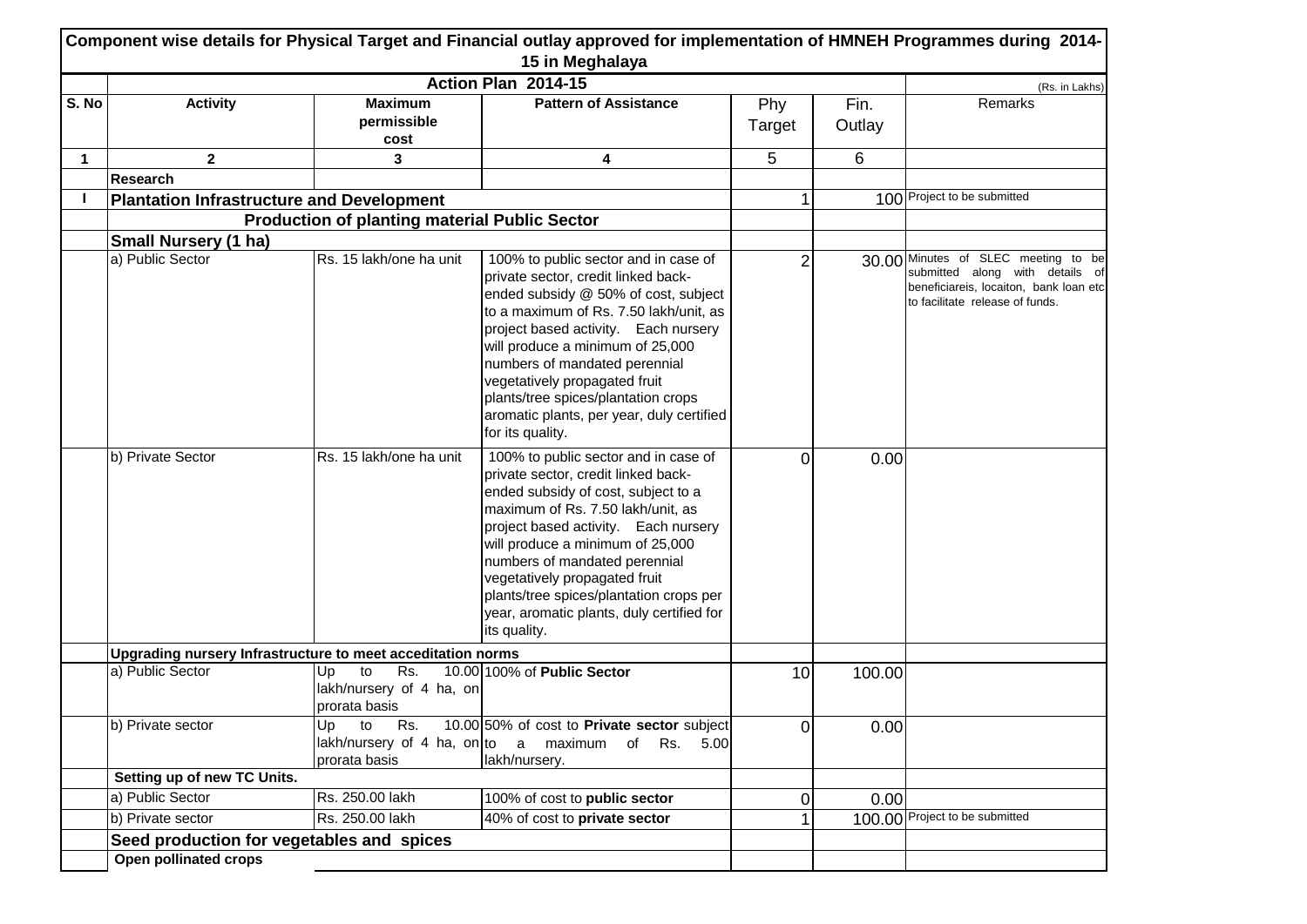# Component wise details for Physical Target and Financial outlay approved for implementation of HMNEH Programmes during 2014-15 in Meghalaya

| | Action Plan 2014-15 | | | | | (Rs. in Lakhs) |
|---|---|---|---|---|---|---|
| S. No | Activity | Maximum permissible cost | Pattern of Assistance | Phy Target | Fin. Outlay | Remarks |
| 1 | 2 | 3 | 4 | 5 | 6 | |
| | **Research** | | | | | |
| I | **Plantation Infrastructure and Development** | | | 1 | 100 | Project to be submitted |
| | **Production of planting material Public Sector** | | | | | |
| | **Small Nursery (1 ha)** | | | | | |
| | a) Public Sector | Rs. 15 lakh/one ha unit | 100% to public sector and in case of private sector, credit linked back-ended subsidy @ 50% of cost, subject to a maximum of Rs. 7.50 lakh/unit, as project based activity. Each nursery will produce a minimum of 25,000 numbers of mandated perennial vegetatively propagated fruit plants/tree spices/plantation crops aromatic plants, per year, duly certified for its quality. | 2 | 30.00 | Minutes of SLEC meeting to be submitted along with details of beneficiareis, locaiton, bank loan etc to facilitate release of funds. |
| | b) Private Sector | Rs. 15 lakh/one ha unit | 100% to public sector and in case of private sector, credit linked back-ended subsidy of cost, subject to a maximum of Rs. 7.50 lakh/unit, as project based activity. Each nursery will produce a minimum of 25,000 numbers of mandated perennial vegetatively propagated fruit plants/tree spices/plantation crops per year, aromatic plants, duly certified for its quality. | 0 | 0.00 | |
| | **Upgrading nursery Infrastructure to meet acceditation norms** | | | | | |
| | a) Public Sector | Up to Rs. 10.00 lakh/nursery of 4 ha, on prorata basis | 100% of **Public Sector** | 10 | 100.00 | |
| | b) Private sector | Up to Rs. 10.00 lakh/nursery of 4 ha, on prorata basis | 50% of cost to **Private sector** subject to a maximum of Rs. 5.00 lakh/nursery. | 0 | 0.00 | |
| | **Setting up of new TC Units.** | | | | | |
| | a) Public Sector | Rs. 250.00 lakh | 100% of cost to **public sector** | 0 | 0.00 | |
| | b) Private sector | Rs. 250.00 lakh | 40% of cost to **private sector** | 1 | 100.00 | Project to be submitted |
| | **Seed production for vegetables and spices** | | | | | |
| | **Open pollinated crops** | | | | | |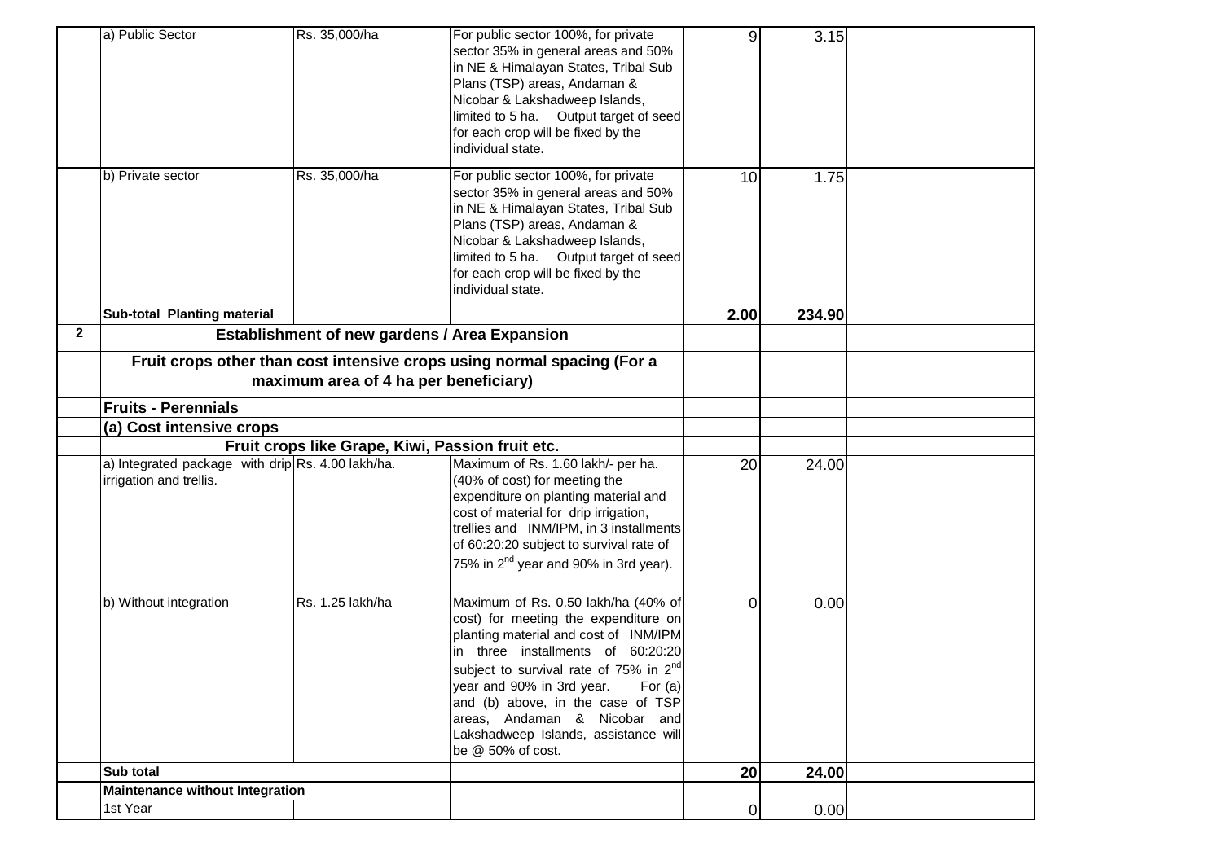| | | | | | | |
|---|---|---|---|---|---|---|
| | a) Public Sector | Rs. 35,000/ha | For public sector 100%, for private sector 35% in general areas and 50% in NE & Himalayan States, Tribal Sub Plans (TSP) areas, Andaman & Nicobar & Lakshadweep Islands, limited to 5 ha. Output target of seed for each crop will be fixed by the individual state. | 9 | 3.15 | |
| | b) Private sector | Rs. 35,000/ha | For public sector 100%, for private sector 35% in general areas and 50% in NE & Himalayan States, Tribal Sub Plans (TSP) areas, Andaman & Nicobar & Lakshadweep Islands, limited to 5 ha. Output target of seed for each crop will be fixed by the individual state. | 10 | 1.75 | |
| | **Sub-total Planting material** | | | **2.00** | **234.90** | |
| **2** | **Establishment of new gardens / Area Expansion** | | | | | |
| | **Fruit crops other than cost intensive crops using normal spacing (For a maximum area of 4 ha per beneficiary)** | | | | | |
| | **Fruits - Perennials** | | | | | |
| | **(a) Cost intensive crops** | | | | | |
| | **Fruit crops like Grape, Kiwi, Passion fruit etc.** | | | | | |
| | a) Integrated package with drip irrigation and trellis. | Rs. 4.00 lakh/ha. | Maximum of Rs. 1.60 lakh/- per ha. (40% of cost) for meeting the expenditure on planting material and cost of material for drip irrigation, trellies and INM/IPM, in 3 installments of 60:20:20 subject to survival rate of 75% in 2nd year and 90% in 3rd year). | 20 | 24.00 | |
| | b) Without integration | Rs. 1.25 lakh/ha | Maximum of Rs. 0.50 lakh/ha (40% of cost) for meeting the expenditure on planting material and cost of INM/IPM in three installments of 60:20:20 subject to survival rate of 75% in 2nd year and 90% in 3rd year. For (a) and (b) above, in the case of TSP areas, Andaman & Nicobar and Lakshadweep Islands, assistance will be @ 50% of cost. | 0 | 0.00 | |
| | **Sub total** | | | **20** | **24.00** | |
| | **Maintenance without Integration** | | | | | |
| | 1st Year | | | 0 | 0.00 | |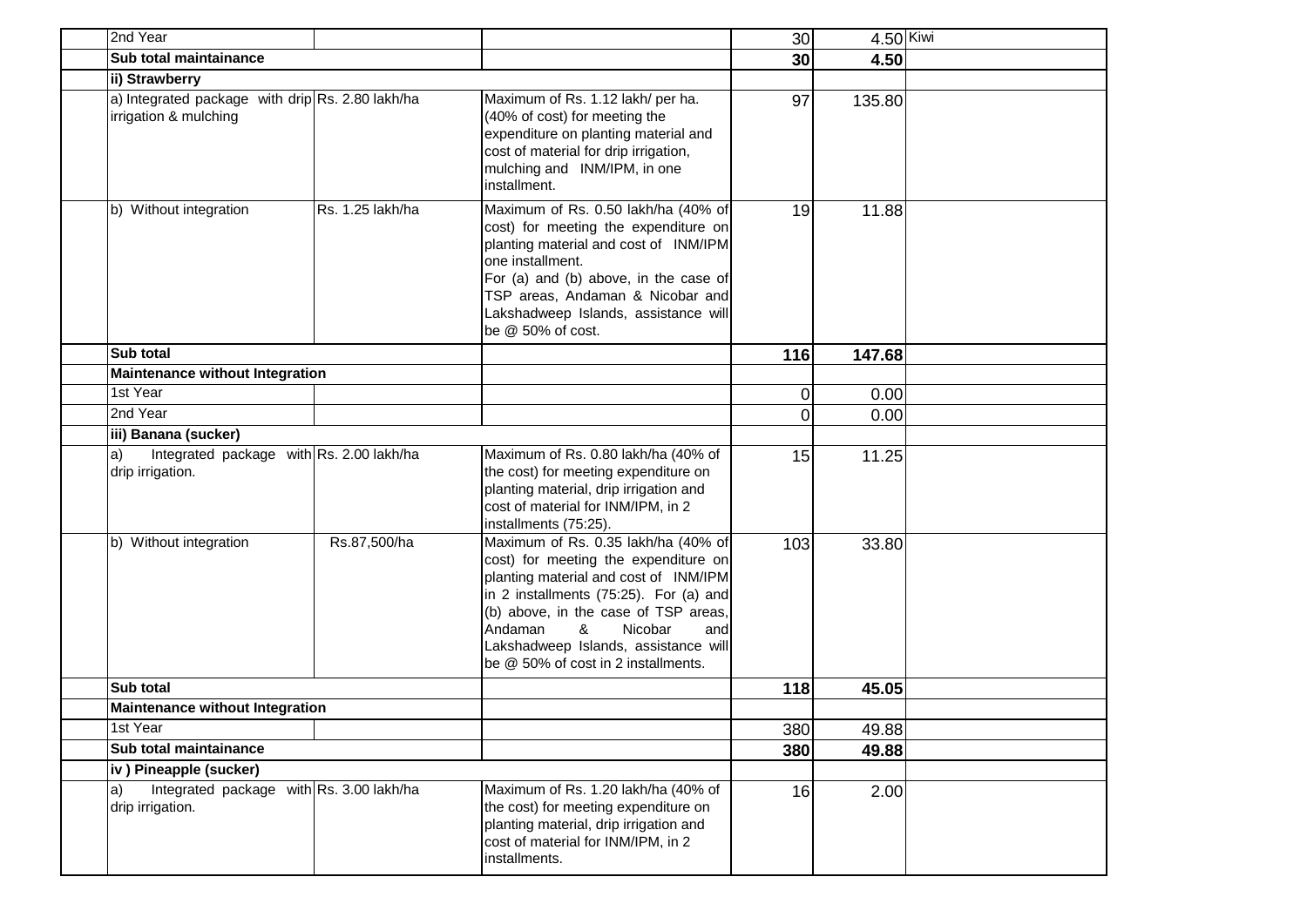| | | | | | | |
|---|---|---|---|---|---|---|
| | 2nd Year | | | 30 | 4.50 | Kiwi |
| | **Sub total maintainance** | | | **30** | **4.50** | |
| | **ii) Strawberry** | | | | | |
| | a) Integrated package with drip irrigation & mulching | Rs. 2.80 lakh/ha | Maximum of Rs. 1.12 lakh/ per ha. (40% of cost) for meeting the expenditure on planting material and cost of material for drip irrigation, mulching and INM/IPM, in one installment. | 97 | 135.80 | |
| | b) Without integration | Rs. 1.25 lakh/ha | Maximum of Rs. 0.50 lakh/ha (40% of cost) for meeting the expenditure on planting material and cost of INM/IPM one installment. For (a) and (b) above, in the case of TSP areas, Andaman & Nicobar and Lakshadweep Islands, assistance will be @ 50% of cost. | 19 | 11.88 | |
| | **Sub total** | | | **116** | **147.68** | |
| | **Maintenance without Integration** | | | | | |
| | 1st Year | | | 0 | 0.00 | |
| | 2nd Year | | | 0 | 0.00 | |
| | **iii) Banana (sucker)** | | | | | |
| | a) Integrated package with drip irrigation. | Rs. 2.00 lakh/ha | Maximum of Rs. 0.80 lakh/ha (40% of the cost) for meeting expenditure on planting material, drip irrigation and cost of material for INM/IPM, in 2 installments (75:25). | 15 | 11.25 | |
| | b) Without integration | Rs.87,500/ha | Maximum of Rs. 0.35 lakh/ha (40% of cost) for meeting the expenditure on planting material and cost of INM/IPM in 2 installments (75:25). For (a) and (b) above, in the case of TSP areas, Andaman & Nicobar and Lakshadweep Islands, assistance will be @ 50% of cost in 2 installments. | 103 | 33.80 | |
| | **Sub total** | | | **118** | **45.05** | |
| | **Maintenance without Integration** | | | | | |
| | 1st Year | | | 380 | 49.88 | |
| | **Sub total maintainance** | | | **380** | **49.88** | |
| | **iv ) Pineapple (sucker)** | | | | | |
| | a) Integrated package with drip irrigation. | Rs. 3.00 lakh/ha | Maximum of Rs. 1.20 lakh/ha (40% of the cost) for meeting expenditure on planting material, drip irrigation and cost of material for INM/IPM, in 2 installments. | 16 | 2.00 | |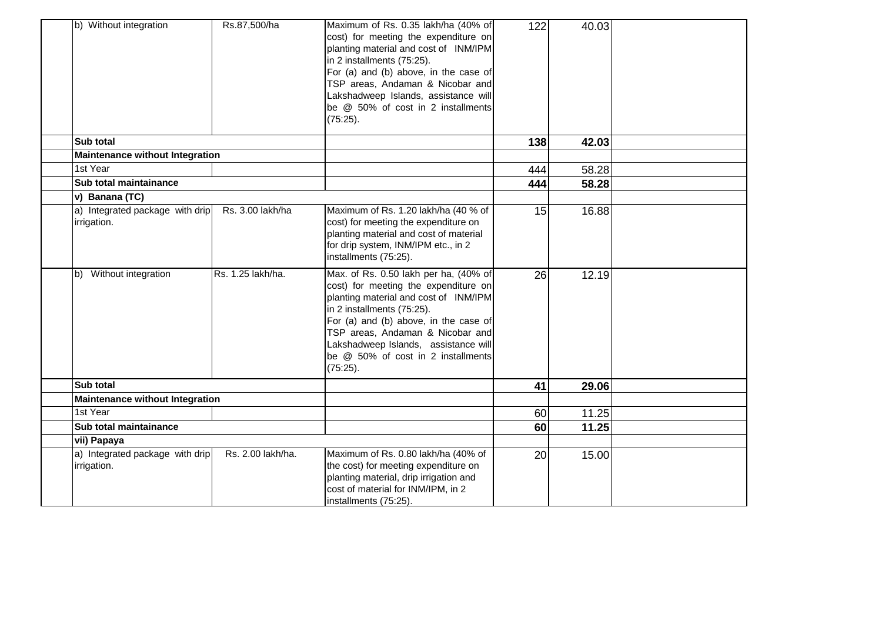| | | | | | |
|---|---|---|---|---|---|
| | b) Without integration | Rs.87,500/ha | Maximum of Rs. 0.35 lakh/ha (40% of cost) for meeting the expenditure on planting material and cost of INM/IPM in 2 installments (75:25). For (a) and (b) above, in the case of TSP areas, Andaman & Nicobar and Lakshadweep Islands, assistance will be @ 50% of cost in 2 installments (75:25). | 122 | 40.03 | |
| | **Sub total** | | | **138** | **42.03** | |
| | **Maintenance without Integration** | | | | | |
| | 1st Year | | | 444 | 58.28 | |
| | **Sub total maintainance** | | | **444** | **58.28** | |
| | **v) Banana (TC)** | | | | | |
| | a) Integrated package with drip irrigation. | Rs. 3.00 lakh/ha | Maximum of Rs. 1.20 lakh/ha (40 % of cost) for meeting the expenditure on planting material and cost of material for drip system, INM/IPM etc., in 2 installments (75:25). | 15 | 16.88 | |
| | b) Without integration | Rs. 1.25 lakh/ha. | Max. of Rs. 0.50 lakh per ha, (40% of cost) for meeting the expenditure on planting material and cost of INM/IPM in 2 installments (75:25). For (a) and (b) above, in the case of TSP areas, Andaman & Nicobar and Lakshadweep Islands, assistance will be @ 50% of cost in 2 installments (75:25). | 26 | 12.19 | |
| | **Sub total** | | | **41** | **29.06** | |
| | **Maintenance without Integration** | | | | | |
| | 1st Year | | | 60 | 11.25 | |
| | **Sub total maintainance** | | | **60** | **11.25** | |
| | **vii) Papaya** | | | | | |
| | a) Integrated package with drip irrigation. | Rs. 2.00 lakh/ha. | Maximum of Rs. 0.80 lakh/ha (40% of the cost) for meeting expenditure on planting material, drip irrigation and cost of material for INM/IPM, in 2 installments (75:25). | 20 | 15.00 | |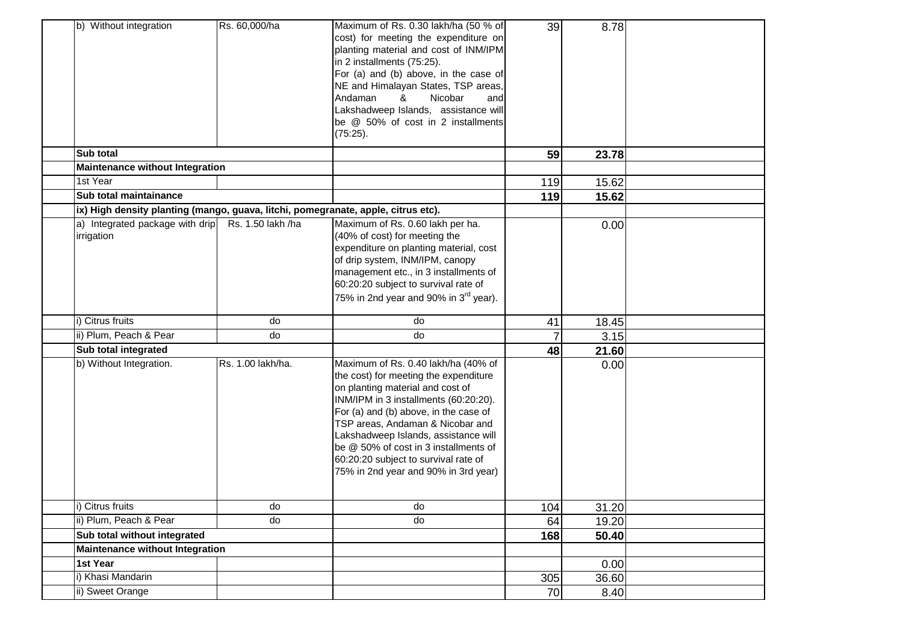| | | | | | |
|---|---|---|---|---|---|
| b) Without integration | Rs. 60,000/ha | Maximum of Rs. 0.30 lakh/ha (50 % of cost) for meeting the expenditure on planting material and cost of INM/IPM in 2 installments (75:25). For (a) and (b) above, in the case of NE and Himalayan States, TSP areas, Andaman & Nicobar and Lakshadweep Islands, assistance will be @ 50% of cost in 2 installments (75:25). | 39 | 8.78 | |
| **Sub total** | | | **59** | **23.78** | |
| **Maintenance without Integration** | | | | | |
| 1st Year | | | 119 | 15.62 | |
| **Sub total maintainance** | | | **119** | **15.62** | |
| **ix) High density planting (mango, guava, litchi, pomegranate, apple, citrus etc).** | | | | | |
| a) Integrated package with drip irrigation | Rs. 1.50 lakh /ha | Maximum of Rs. 0.60 lakh per ha. (40% of cost) for meeting the expenditure on planting material, cost of drip system, INM/IPM, canopy management etc., in 3 installments of 60:20:20 subject to survival rate of 75% in 2nd year and 90% in 3rd year). | | 0.00 | |
| i) Citrus fruits | do | do | 41 | 18.45 | |
| ii) Plum, Peach & Pear | do | do | 7 | 3.15 | |
| **Sub total integrated** | | | **48** | **21.60** | |
| b) Without Integration. | Rs. 1.00 lakh/ha. | Maximum of Rs. 0.40 lakh/ha (40% of the cost) for meeting the expenditure on planting material and cost of INM/IPM in 3 installments (60:20:20). For (a) and (b) above, in the case of TSP areas, Andaman & Nicobar and Lakshadweep Islands, assistance will be @ 50% of cost in 3 installments of 60:20:20 subject to survival rate of 75% in 2nd year and 90% in 3rd year) | | 0.00 | |
| i) Citrus fruits | do | do | 104 | 31.20 | |
| ii) Plum, Peach & Pear | do | do | 64 | 19.20 | |
| **Sub total without integrated** | | | **168** | **50.40** | |
| **Maintenance without Integration** | | | | | |
| **1st Year** | | | | 0.00 | |
| i) Khasi Mandarin | | | 305 | 36.60 | |
| ii) Sweet Orange | | | 70 | 8.40 | |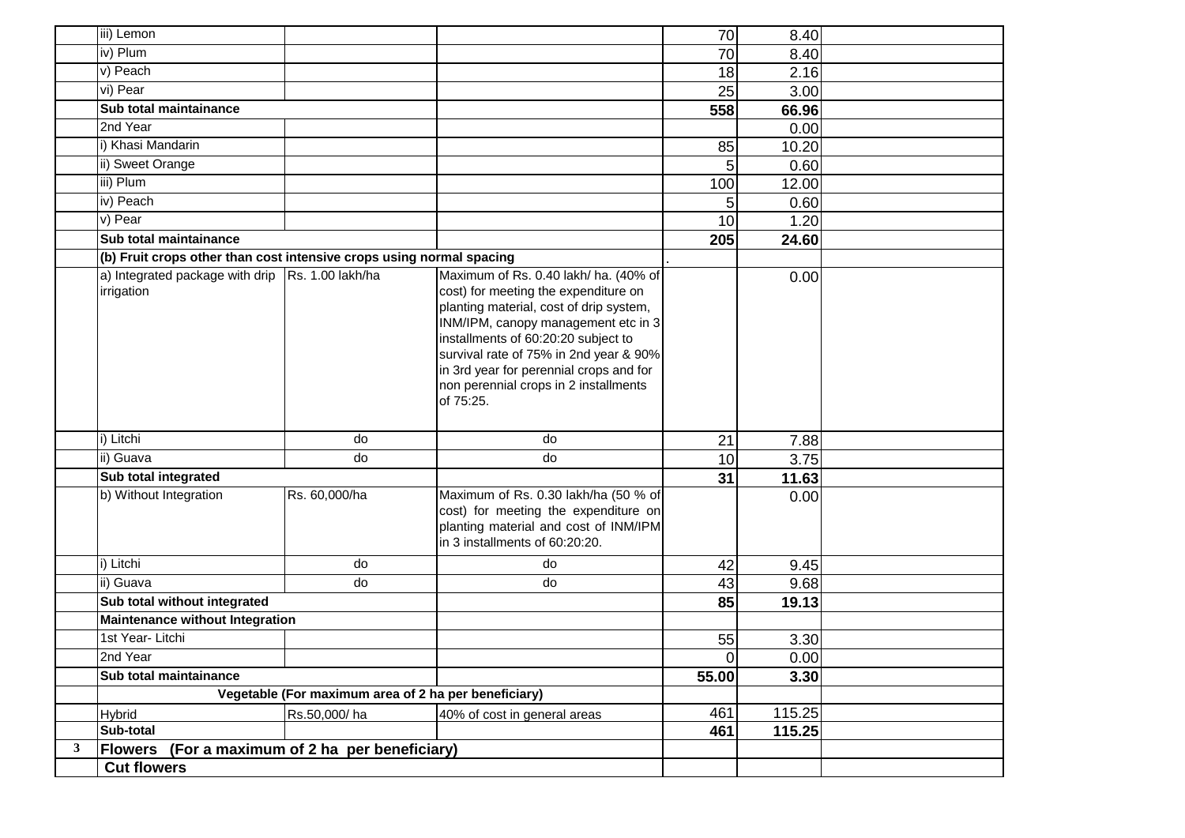| | | | | | | |
|---|---|---|---|---|---|---|
| | iii) Lemon | | | 70 | 8.40 | |
| | iv) Plum | | | 70 | 8.40 | |
| | v) Peach | | | 18 | 2.16 | |
| | vi) Pear | | | 25 | 3.00 | |
| | **Sub total maintainance** | | | **558** | **66.96** | |
| | 2nd Year | | | | 0.00 | |
| | i) Khasi Mandarin | | | 85 | 10.20 | |
| | ii) Sweet Orange | | | 5 | 0.60 | |
| | iii) Plum | | | 100 | 12.00 | |
| | iv) Peach | | | 5 | 0.60 | |
| | v) Pear | | | 10 | 1.20 | |
| | **Sub total maintainance** | | | **205** | **24.60** | |
| | **(b) Fruit crops other than cost intensive crops using normal spacing** | | | . | | |
| | a) Integrated package with drip irrigation | Rs. 1.00 lakh/ha | Maximum of Rs. 0.40 lakh/ ha. (40% of cost) for meeting the expenditure on planting material, cost of drip system, INM/IPM, canopy management etc in 3 installments of 60:20:20 subject to survival rate of 75% in 2nd year & 90% in 3rd year for perennial crops and for non perennial crops in 2 installments of 75:25. | | 0.00 | |
| | i) Litchi | do | do | 21 | 7.88 | |
| | ii) Guava | do | do | 10 | 3.75 | |
| | **Sub total integrated** | | | **31** | **11.63** | |
| | b) Without Integration | Rs. 60,000/ha | Maximum of Rs. 0.30 lakh/ha (50 % of cost) for meeting the expenditure on planting material and cost of INM/IPM in 3 installments of 60:20:20. | | 0.00 | |
| | i) Litchi | do | do | 42 | 9.45 | |
| | ii) Guava | do | do | 43 | 9.68 | |
| | **Sub total without integrated** | | | **85** | **19.13** | |
| | **Maintenance without Integration** | | | | | |
| | 1st Year- Litchi | | | 55 | 3.30 | |
| | 2nd Year | | | 0 | 0.00 | |
| | **Sub total maintainance** | | | **55.00** | **3.30** | |
| | **Vegetable (For maximum area of 2 ha per beneficiary)** | | | | | |
| | Hybrid | Rs.50,000/ ha | 40% of cost in general areas | 461 | 115.25 | |
| | **Sub-total** | | | **461** | **115.25** | |
| **3** | **Flowers (For a maximum of 2 ha per beneficiary)** | | | | | |
| | **Cut flowers** | | | | | |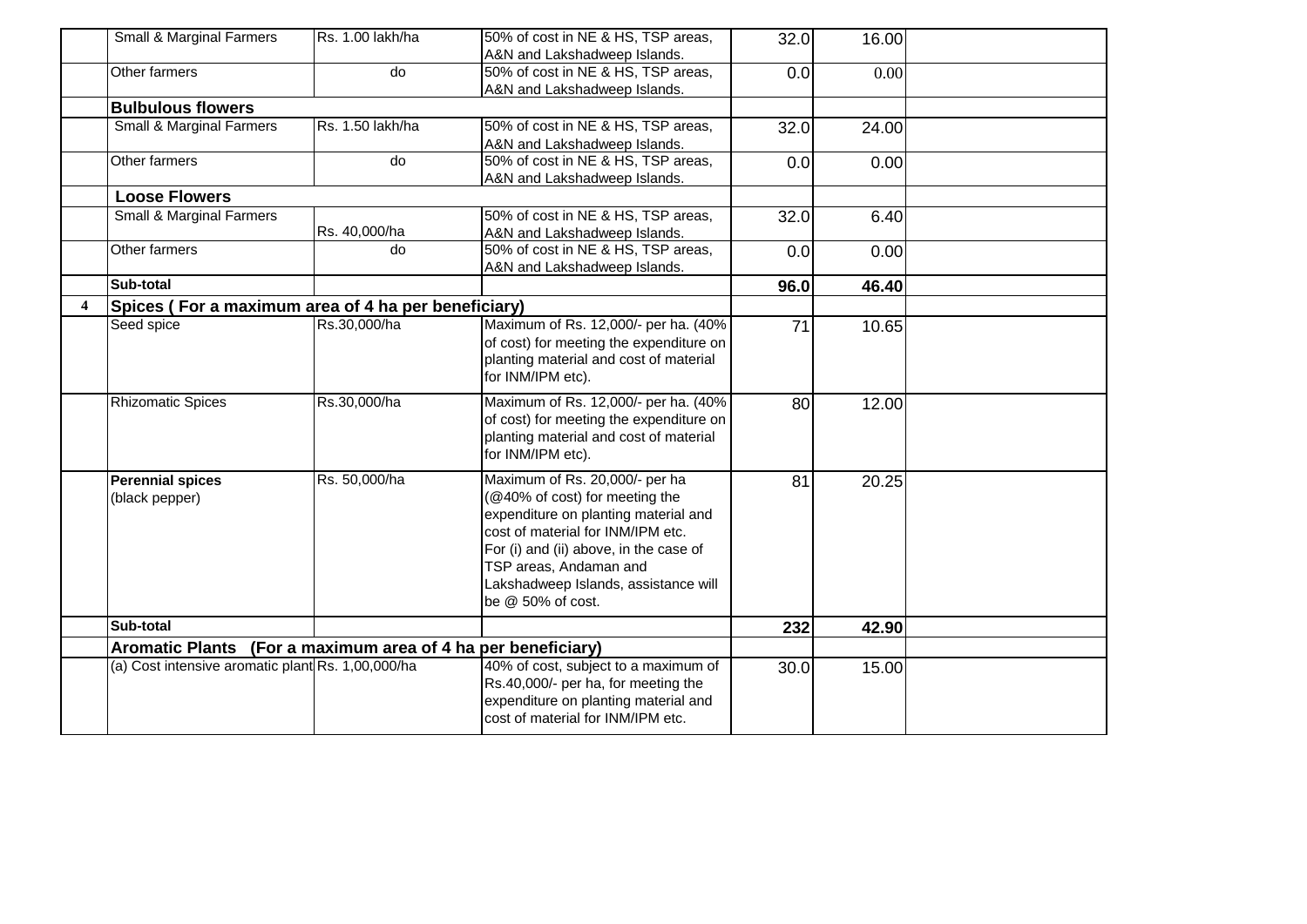| | | | | | | |
|---|---|---|---|---|---|---|
| | Small & Marginal Farmers | Rs. 1.00 lakh/ha | 50% of cost in NE & HS, TSP areas, A&N and Lakshadweep Islands. | 32.0 | 16.00 | |
| | Other farmers | do | 50% of cost in NE & HS, TSP areas, A&N and Lakshadweep Islands. | 0.0 | 0.00 | |
| | **Bulbulous flowers** | | | | | |
| | Small & Marginal Farmers | Rs. 1.50 lakh/ha | 50% of cost in NE & HS, TSP areas, A&N and Lakshadweep Islands. | 32.0 | 24.00 | |
| | Other farmers | do | 50% of cost in NE & HS, TSP areas, A&N and Lakshadweep Islands. | 0.0 | 0.00 | |
| | **Loose Flowers** | | | | | |
| | Small & Marginal Farmers | Rs. 40,000/ha | 50% of cost in NE & HS, TSP areas, A&N and Lakshadweep Islands. | 32.0 | 6.40 | |
| | Other farmers | do | 50% of cost in NE & HS, TSP areas, A&N and Lakshadweep Islands. | 0.0 | 0.00 | |
| | **Sub-total** | | | **96.0** | **46.40** | |
| **4** | **Spices ( For a maximum area of 4 ha per beneficiary)** | | | | | |
| | Seed spice | Rs.30,000/ha | Maximum of Rs. 12,000/- per ha. (40% of cost) for meeting the expenditure on planting material and cost of material for INM/IPM etc). | 71 | 10.65 | |
| | Rhizomatic Spices | Rs.30,000/ha | Maximum of Rs. 12,000/- per ha. (40% of cost) for meeting the expenditure on planting material and cost of material for INM/IPM etc). | 80 | 12.00 | |
| | **Perennial spices** (black pepper) | Rs. 50,000/ha | Maximum of Rs. 20,000/- per ha (@40% of cost) for meeting the expenditure on planting material and cost of material for INM/IPM etc. For (i) and (ii) above, in the case of TSP areas, Andaman and Lakshadweep Islands, assistance will be @ 50% of cost. | 81 | 20.25 | |
| | **Sub-total** | | | **232** | **42.90** | |
| | **Aromatic Plants (For a maximum area of 4 ha per beneficiary)** | | | | | |
| | (a) Cost intensive aromatic plant | Rs. 1,00,000/ha | 40% of cost, subject to a maximum of Rs.40,000/- per ha, for meeting the expenditure on planting material and cost of material for INM/IPM etc. | 30.0 | 15.00 | |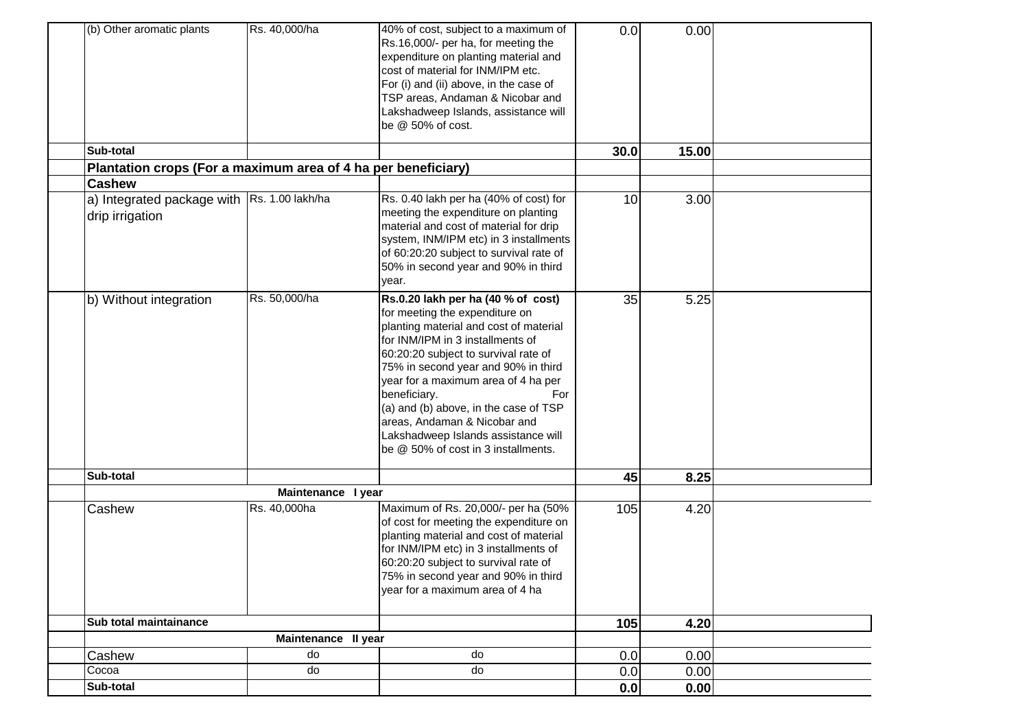| | | | | | | |
|---|---|---|---|---|---|---|
| | (b) Other aromatic plants | Rs. 40,000/ha | 40% of cost, subject to a maximum of Rs.16,000/- per ha, for meeting the expenditure on planting material and cost of material for INM/IPM etc. For (i) and (ii) above, in the case of TSP areas, Andaman & Nicobar and Lakshadweep Islands, assistance will be @ 50% of cost. | 0.0 | 0.00 | |
| | **Sub-total** | | | **30.0** | **15.00** | |
| | **Plantation crops (For a maximum area of 4 ha per beneficiary)** | | | | | |
| | **Cashew** | | | | | |
| | a) Integrated package with drip irrigation | Rs. 1.00 lakh/ha | Rs. 0.40 lakh per ha (40% of cost) for meeting the expenditure on planting material and cost of material for drip system, INM/IPM etc) in 3 installments of 60:20:20 subject to survival rate of 50% in second year and 90% in third year. | 10 | 3.00 | |
| | b) Without integration | Rs. 50,000/ha | **Rs.0.20 lakh per ha (40 % of cost)** for meeting the expenditure on planting material and cost of material for INM/IPM in 3 installments of 60:20:20 subject to survival rate of 75% in second year and 90% in third year for a maximum area of 4 ha per beneficiary. For (a) and (b) above, in the case of TSP areas, Andaman & Nicobar and Lakshadweep Islands assistance will be @ 50% of cost in 3 installments. | 35 | 5.25 | |
| | **Sub-total** | | | **45** | **8.25** | |
| | | **Maintenance I year** | | | | |
| | Cashew | Rs. 40,000ha | Maximum of Rs. 20,000/- per ha (50% of cost for meeting the expenditure on planting material and cost of material for INM/IPM etc) in 3 installments of 60:20:20 subject to survival rate of 75% in second year and 90% in third year for a maximum area of 4 ha | 105 | 4.20 | |
| | **Sub total maintainance** | | | **105** | **4.20** | |
| | | **Maintenance II year** | | | | |
| | Cashew | do | do | 0.0 | 0.00 | |
| | Cocoa | do | do | 0.0 | 0.00 | |
| | **Sub-total** | | | **0.0** | **0.00** | |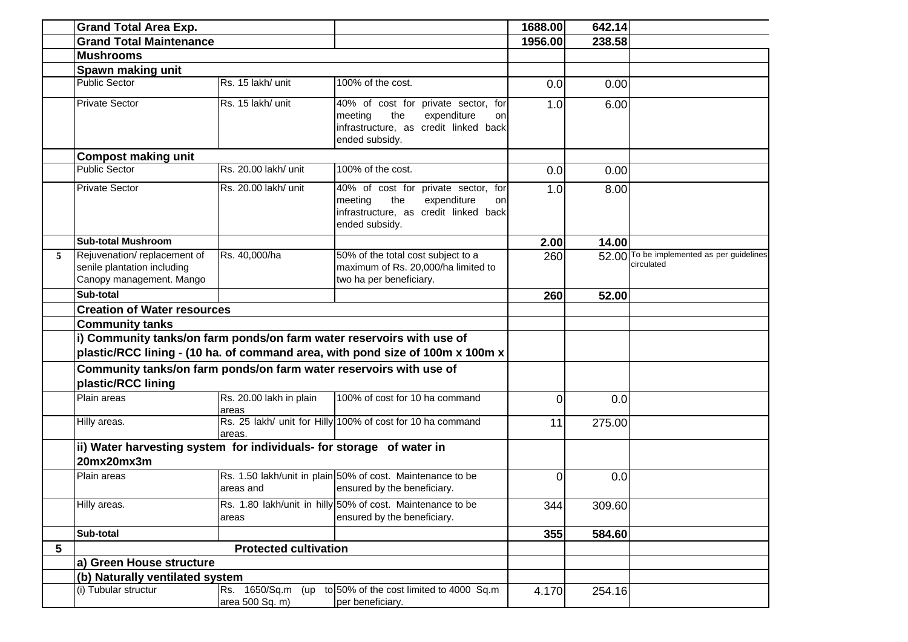| | | | | | | |
|---|---|---|---|---|---|---|
| | **Grand Total Area Exp.** | | | 1688.00 | 642.14 | |
| | **Grand Total Maintenance** | | | 1956.00 | 238.58 | |
| | **Mushrooms** | | | | | |
| | **Spawn making unit** | | | | | |
| | Public Sector | Rs. 15 lakh/ unit | 100% of the cost. | 0.0 | 0.00 | |
| | Private Sector | Rs. 15 lakh/ unit | 40% of cost for private sector, for meeting the expenditure on infrastructure, as credit linked back ended subsidy. | 1.0 | 6.00 | |
| | **Compost making unit** | | | | | |
| | Public Sector | Rs. 20.00 lakh/ unit | 100% of the cost. | 0.0 | 0.00 | |
| | Private Sector | Rs. 20.00 lakh/ unit | 40% of cost for private sector, for meeting the expenditure on infrastructure, as credit linked back ended subsidy. | 1.0 | 8.00 | |
| | **Sub-total Mushroom** | | | **2.00** | **14.00** | |
| 5 | Rejuvenation/ replacement of senile plantation including Canopy management. Mango | Rs. 40,000/ha | 50% of the total cost subject to a maximum of Rs. 20,000/ha limited to two ha per beneficiary. | 260 | 52.00 | To be implemented as per guidelines circulated |
| | **Sub-total** | | | **260** | **52.00** | |
| | **Creation of Water resources** | | | | | |
| | **Community tanks** | | | | | |
| | **i) Community tanks/on farm ponds/on farm water reservoirs with use of plastic/RCC lining - (10 ha. of command area, with pond size of 100m x 100m x** | | | | | |
| | **Community tanks/on farm ponds/on farm water reservoirs with use of plastic/RCC lining** | | | | | |
| | Plain areas | Rs. 20.00 lakh in plain areas | 100% of cost for 10 ha command | 0 | 0.0 | |
| | Hilly areas. | Rs. 25 lakh/ unit for Hilly areas. | 100% of cost for 10 ha command | 11 | 275.00 | |
| | **ii) Water harvesting system for individuals- for storage of water in 20mx20mx3m** | | | | | |
| | Plain areas | Rs. 1.50 lakh/unit in plain areas and | 50% of cost. Maintenance to be ensured by the beneficiary. | 0 | 0.0 | |
| | Hilly areas. | Rs. 1.80 lakh/unit in hilly areas | 50% of cost. Maintenance to be ensured by the beneficiary. | 344 | 309.60 | |
| | **Sub-total** | | | **355** | **584.60** | |
| **5** | **Protected cultivation** | | | | | |
| | **a) Green House structure** | | | | | |
| | **(b) Naturally ventilated system** | | | | | |
| | (i) Tubular structur | Rs. 1650/Sq.m (up to area 500 Sq. m) | 50% of the cost limited to 4000 Sq.m per beneficiary. | 4.170 | 254.16 | |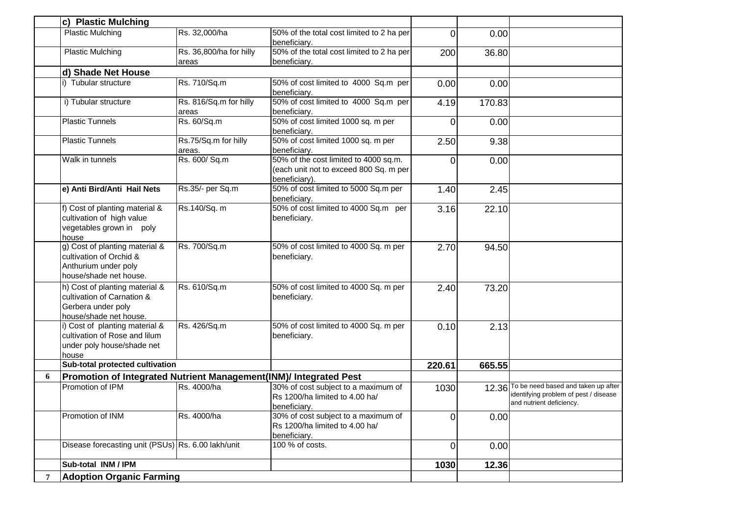| | | | | | | |
|---|---|---|---|---|---|---|
| | **c) Plastic Mulching** | | | | | |
| | Plastic Mulching | Rs. 32,000/ha | 50% of the total cost limited to 2 ha per beneficiary. | 0 | 0.00 | |
| | Plastic Mulching | Rs. 36,800/ha for hilly areas | 50% of the total cost limited to 2 ha per beneficiary. | 200 | 36.80 | |
| | **d) Shade Net House** | | | | | |
| | i) Tubular structure | Rs. 710/Sq.m | 50% of cost limited to 4000 Sq.m per beneficiary. | 0.00 | 0.00 | |
| | i) Tubular structure | Rs. 816/Sq.m for hilly areas | 50% of cost limited to 4000 Sq.m per beneficiary. | 4.19 | 170.83 | |
| | Plastic Tunnels | Rs. 60/Sq.m | 50% of cost limited 1000 sq. m per beneficiary. | 0 | 0.00 | |
| | Plastic Tunnels | Rs.75/Sq.m for hilly areas. | 50% of cost limited 1000 sq. m per beneficiary. | 2.50 | 9.38 | |
| | Walk in tunnels | Rs. 600/ Sq.m | 50% of the cost limited to 4000 sq.m. (each unit not to exceed 800 Sq. m per beneficiary). | 0 | 0.00 | |
| | **e) Anti Bird/Anti Hail Nets** | Rs.35/- per Sq.m | 50% of cost limited to 5000 Sq.m per beneficiary. | 1.40 | 2.45 | |
| | f) Cost of planting material & cultivation of high value vegetables grown in poly house | Rs.140/Sq. m | 50% of cost limited to 4000 Sq.m per beneficiary. | 3.16 | 22.10 | |
| | g) Cost of planting material & cultivation of Orchid & Anthurium under poly house/shade net house. | Rs. 700/Sq.m | 50% of cost limited to 4000 Sq. m per beneficiary. | 2.70 | 94.50 | |
| | h) Cost of planting material & cultivation of Carnation & Gerbera under poly house/shade net house. | Rs. 610/Sq.m | 50% of cost limited to 4000 Sq. m per beneficiary. | 2.40 | 73.20 | |
| | i) Cost of planting material & cultivation of Rose and lilum under poly house/shade net house | Rs. 426/Sq.m | 50% of cost limited to 4000 Sq. m per beneficiary. | 0.10 | 2.13 | |
| | **Sub-total protected cultivation** | | | **220.61** | **665.55** | |
| **6** | **Promotion of Integrated Nutrient Management(INM)/ Integrated Pest** | | | | | |
| | Promotion of IPM | Rs. 4000/ha | 30% of cost subject to a maximum of Rs 1200/ha limited to 4.00 ha/ beneficiary. | 1030 | 12.36 | To be need based and taken up after identifying problem of pest / disease and nutrient deficiency. |
| | Promotion of INM | Rs. 4000/ha | 30% of cost subject to a maximum of Rs 1200/ha limited to 4.00 ha/ beneficiary. | 0 | 0.00 | |
| | Disease forecasting unit (PSUs) | Rs. 6.00 lakh/unit | 100 % of costs. | 0 | 0.00 | |
| | **Sub-total INM / IPM** | | | **1030** | **12.36** | |
| **7** | **Adoption Organic Farming** | | | | | |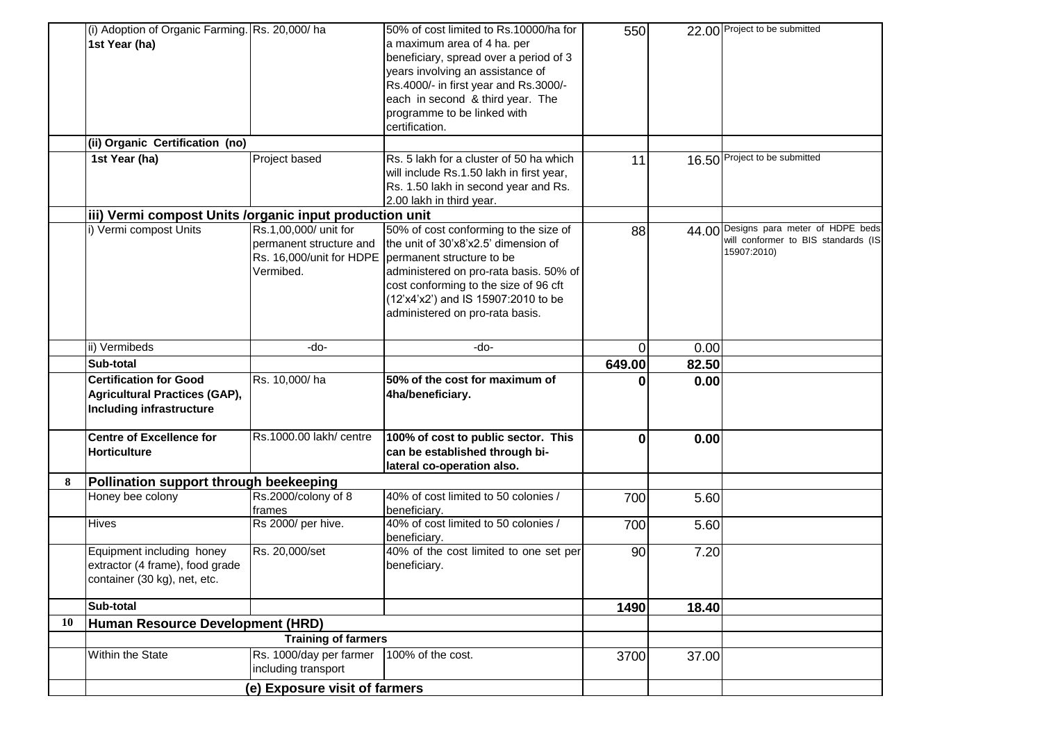| | | | | | | |
|---|---|---|---|---|---|---|
| | (i) Adoption of Organic Farming. **1st Year (ha)** | Rs. 20,000/ ha | 50% of cost limited to Rs.10000/ha for a maximum area of 4 ha. per beneficiary, spread over a period of 3 years involving an assistance of Rs.4000/- in first year and Rs.3000/- each in second & third year. The programme to be linked with certification. | 550 | 22.00 | Project to be submitted |
| | **(ii) Organic Certification (no)** | | | | | |
| | **1st Year (ha)** | Project based | Rs. 5 lakh for a cluster of 50 ha which will include Rs.1.50 lakh in first year, Rs. 1.50 lakh in second year and Rs. 2.00 lakh in third year. | 11 | 16.50 | Project to be submitted |
| | **iii) Vermi compost Units /organic input production unit** | | | | | |
| | i) Vermi compost Units | Rs.1,00,000/ unit for permanent structure and Rs. 16,000/unit for HDPE Vermibed. | 50% of cost conforming to the size of the unit of 30'x8'x2.5' dimension of permanent structure to be administered on pro-rata basis. 50% of cost conforming to the size of 96 cft (12'x4'x2') and IS 15907:2010 to be administered on pro-rata basis. | 88 | 44.00 | Designs para meter of HDPE beds will conformer to BIS standards (IS 15907:2010) |
| | ii) Vermibeds | -do- | -do- | 0 | 0.00 | |
| | **Sub-total** | | | **649.00** | **82.50** | |
| | **Certification for Good Agricultural Practices (GAP), Including infrastructure** | Rs. 10,000/ ha | **50% of the cost for maximum of 4ha/beneficiary.** | **0** | **0.00** | |
| | **Centre of Excellence for Horticulture** | Rs.1000.00 lakh/ centre | **100% of cost to public sector. This can be established through bi-lateral co-operation also.** | **0** | **0.00** | |
| **8** | **Pollination support through beekeeping** | | | | | |
| | Honey bee colony | Rs.2000/colony of 8 frames | 40% of cost limited to 50 colonies / beneficiary. | 700 | 5.60 | |
| | Hives | Rs 2000/ per hive. | 40% of cost limited to 50 colonies / beneficiary. | 700 | 5.60 | |
| | Equipment including honey extractor (4 frame), food grade container (30 kg), net, etc. | Rs. 20,000/set | 40% of the cost limited to one set per beneficiary. | 90 | 7.20 | |
| | **Sub-total** | | | **1490** | **18.40** | |
| **10** | **Human Resource Development (HRD)** | | | | | |
| | | **Training of farmers** | | | | |
| | Within the State | Rs. 1000/day per farmer including transport | 100% of the cost. | 3700 | 37.00 | |
| | | **(e) Exposure visit of farmers** | | | | |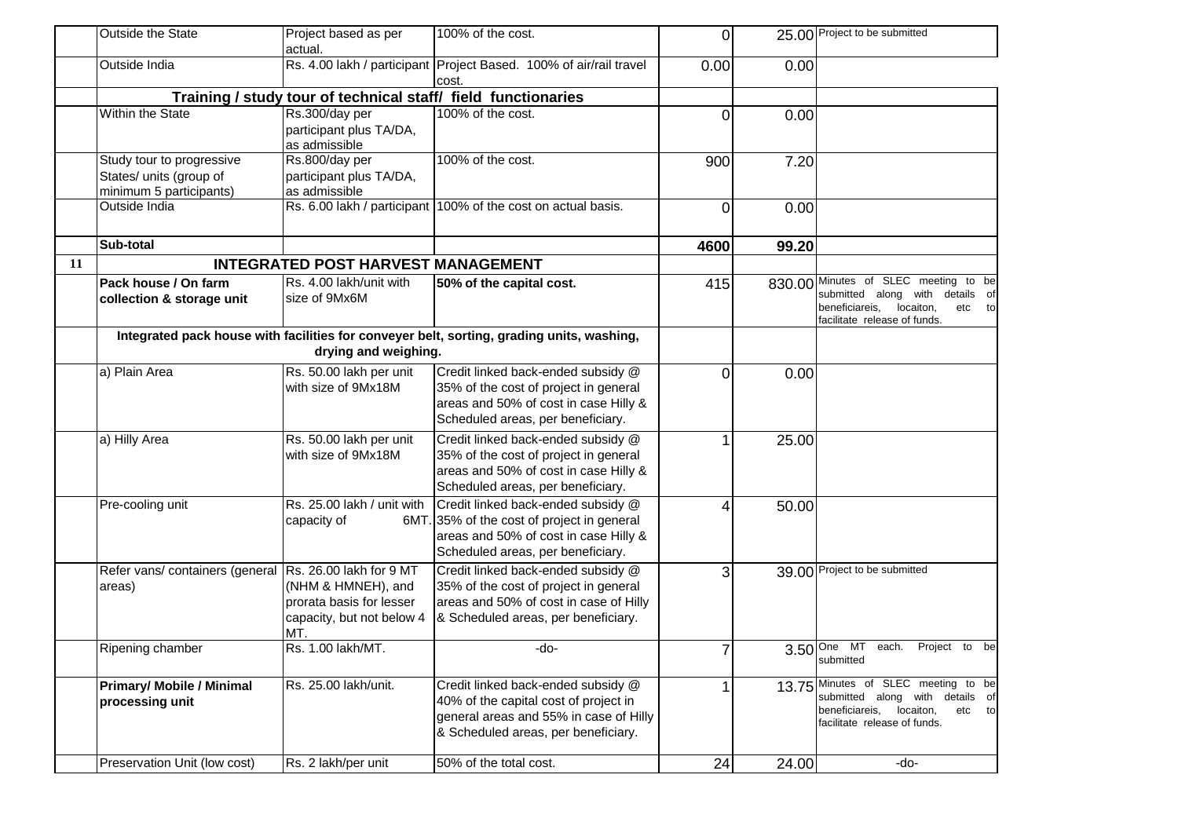|  | Outside the State | Project based as per actual. | 100% of the cost. | 0 | 25.00 | Project to be submitted |
|---|---|---|---|---|---|---|
|  | Outside India | Rs. 4.00 lakh / participant | Project Based. 100% of air/rail travel cost. | 0.00 | 0.00 |  |
|  | **Training / study tour of technical staff/ field functionaries** |  |  |  |  |  |
|  | Within the State | Rs.300/day per participant plus TA/DA, as admissible | 100% of the cost. | 0 | 0.00 |  |
|  | Study tour to progressive States/ units (group of minimum 5 participants) | Rs.800/day per participant plus TA/DA, as admissible | 100% of the cost. | 900 | 7.20 |  |
|  | Outside India | Rs. 6.00 lakh / participant | 100% of the cost on actual basis. | 0 | 0.00 |  |
|  | **Sub-total** |  |  | **4600** | **99.20** |  |
| **11** | **INTEGRATED POST HARVEST MANAGEMENT** |  |  |  |  |  |
|  | **Pack house / On farm collection & storage unit** | Rs. 4.00 lakh/unit with size of 9Mx6M | **50% of the capital cost.** | 415 | 830.00 | Minutes of SLEC meeting to be submitted along with details of beneficiareis, locaiton, etc to facilitate release of funds. |
|  | **Integrated pack house with facilities for conveyer belt, sorting, grading units, washing, drying and weighing.** |  |  |  |  |  |
|  | a) Plain Area | Rs. 50.00 lakh per unit with size of 9Mx18M | Credit linked back-ended subsidy @ 35% of the cost of project in general areas and 50% of cost in case Hilly & Scheduled areas, per beneficiary. | 0 | 0.00 |  |
|  | a) Hilly Area | Rs. 50.00 lakh per unit with size of 9Mx18M | Credit linked back-ended subsidy @ 35% of the cost of project in general areas and 50% of cost in case Hilly & Scheduled areas, per beneficiary. | 1 | 25.00 |  |
|  | Pre-cooling unit | Rs. 25.00 lakh / unit with capacity of 6MT. | Credit linked back-ended subsidy @ 35% of the cost of project in general areas and 50% of cost in case Hilly & Scheduled areas, per beneficiary. | 4 | 50.00 |  |
|  | Refer vans/ containers (general areas) | Rs. 26.00 lakh for 9 MT (NHM & HMNEH), and prorata basis for lesser capacity, but not below 4 MT. | Credit linked back-ended subsidy @ 35% of the cost of project in general areas and 50% of cost in case of Hilly & Scheduled areas, per beneficiary. | 3 | 39.00 | Project to be submitted |
|  | Ripening chamber | Rs. 1.00 lakh/MT. | -do- | 7 | 3.50 | One MT each. Project to be submitted |
|  | **Primary/ Mobile / Minimal processing unit** | Rs. 25.00 lakh/unit. | Credit linked back-ended subsidy @ 40% of the capital cost of project in general areas and 55% in case of Hilly & Scheduled areas, per beneficiary. | 1 | 13.75 | Minutes of SLEC meeting to be submitted along with details of beneficiareis, locaiton, etc to facilitate release of funds. |
|  | Preservation Unit (low cost) | Rs. 2 lakh/per unit | 50% of the total cost. | 24 | 24.00 | -do- |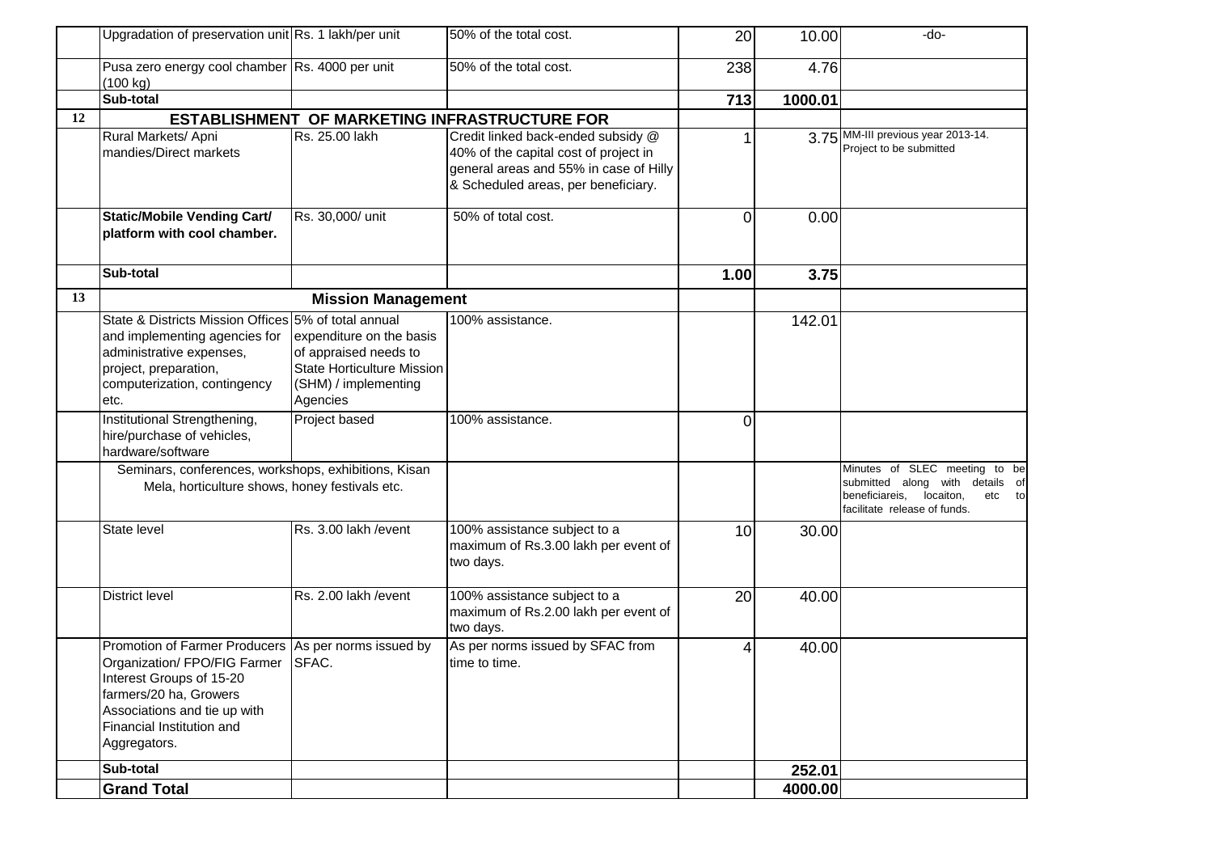| | | | | | | |
|---|---|---|---|---|---|---|
| | Upgradation of preservation unit | Rs. 1 lakh/per unit | 50% of the total cost. | 20 | 10.00 | -do- |
| | Pusa zero energy cool chamber (100 kg) | Rs. 4000 per unit | 50% of the total cost. | 238 | 4.76 | |
| | **Sub-total** | | | **713** | **1000.01** | |
| **12** | **ESTABLISHMENT OF MARKETING INFRASTRUCTURE FOR** | | | | | |
| | Rural Markets/ Apni mandies/Direct markets | Rs. 25.00 lakh | Credit linked back-ended subsidy @ 40% of the capital cost of project in general areas and 55% in case of Hilly & Scheduled areas, per beneficiary. | 1 | 3.75 | MM-III previous year 2013-14. Project to be submitted |
| | **Static/Mobile Vending Cart/ platform with cool chamber.** | Rs. 30,000/ unit | 50% of total cost. | 0 | 0.00 | |
| | **Sub-total** | | | **1.00** | **3.75** | |
| **13** | | **Mission Management** | | | | |
| | State & Districts Mission Offices and implementing agencies for administrative expenses, project, preparation, computerization, contingency etc. | 5% of total annual expenditure on the basis of appraised needs to State Horticulture Mission (SHM) / implementing Agencies | 100% assistance. | | 142.01 | |
| | Institutional Strengthening, hire/purchase of vehicles, hardware/software | Project based | 100% assistance. | 0 | | |
| | Seminars, conferences, workshops, exhibitions, Kisan Mela, horticulture shows, honey festivals etc. | | | | | Minutes of SLEC meeting to be submitted along with details of beneficiareis, locaiton, etc to facilitate release of funds. |
| | State level | Rs. 3.00 lakh /event | 100% assistance subject to a maximum of Rs.3.00 lakh per event of two days. | 10 | 30.00 | |
| | District level | Rs. 2.00 lakh /event | 100% assistance subject to a maximum of Rs.2.00 lakh per event of two days. | 20 | 40.00 | |
| | Promotion of Farmer Producers Organization/ FPO/FIG Farmer Interest Groups of 15-20 farmers/20 ha, Growers Associations and tie up with Financial Institution and Aggregators. | As per norms issued by SFAC. | As per norms issued by SFAC from time to time. | 4 | 40.00 | |
| | **Sub-total** | | | | **252.01** | |
| | **Grand Total** | | | | **4000.00** | |